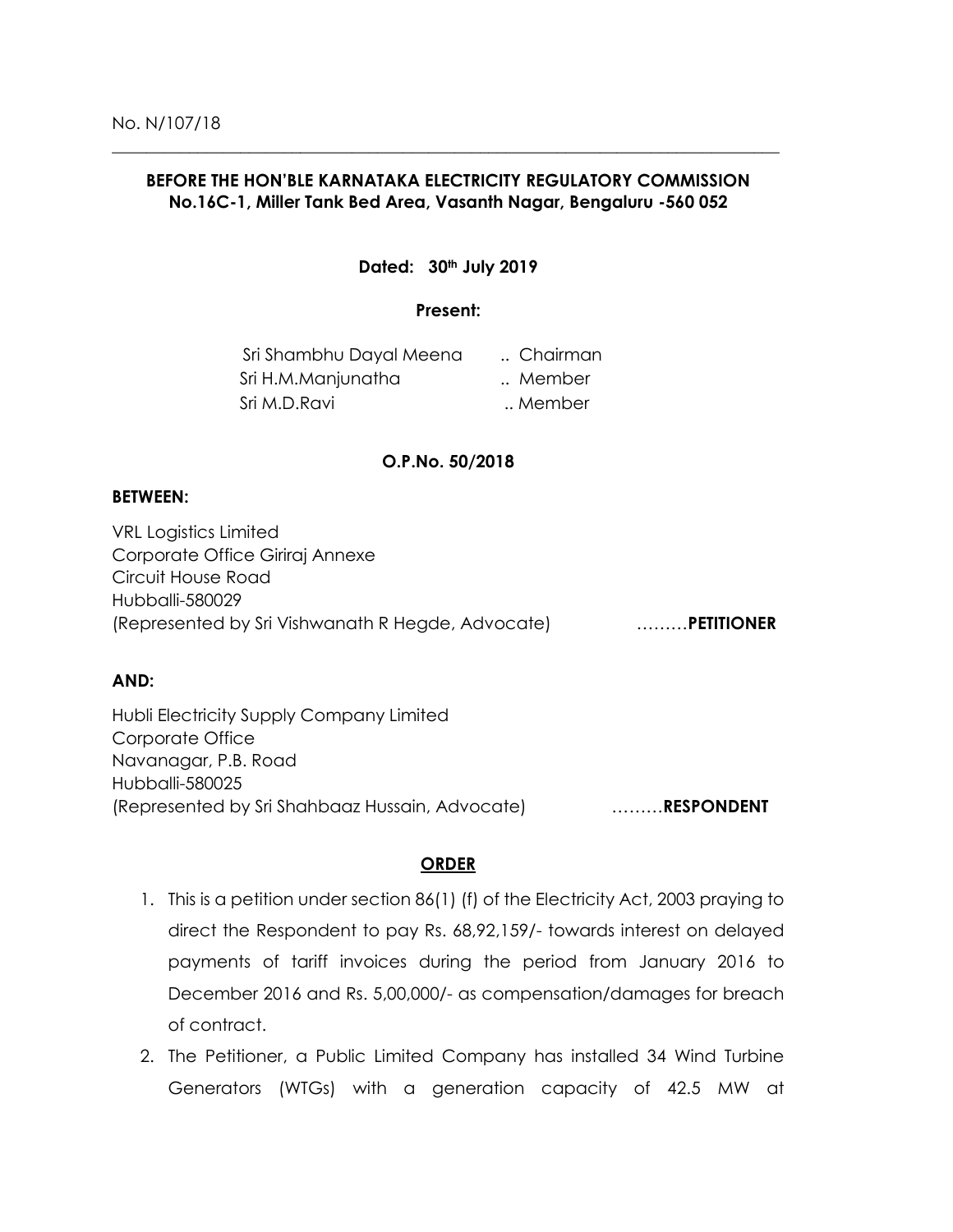No. N/107/18

---

**BEFORE THE HON'BLE KARNATAKA ELECTRICITY REGULATORY COMMISSION**
**No.16C-1, Miller Tank Bed Area, Vasanth Nagar, Bengaluru -560 052**

**Dated: 30th July 2019**

**Present:**

| | |
|---|---|
| Sri Shambhu Dayal Meena | .. Chairman |
| Sri H.M.Manjunatha | .. Member |
| Sri M.D.Ravi | .. Member |

**O.P.No. 50/2018**

**BETWEEN:**

VRL Logistics Limited
Corporate Office Giriraj Annexe
Circuit House Road
Hubballi-580029
(Represented by Sri Vishwanath R Hegde, Advocate) ………**PETITIONER**

**AND:**

Hubli Electricity Supply Company Limited
Corporate Office
Navanagar, P.B. Road
Hubballi-580025
(Represented by Sri Shahbaaz Hussain, Advocate) ………**RESPONDENT**

**<u>ORDER</u>**

1. This is a petition under section 86(1) (f) of the Electricity Act, 2003 praying to direct the Respondent to pay Rs. 68,92,159/- towards interest on delayed payments of tariff invoices during the period from January 2016 to December 2016 and Rs. 5,00,000/- as compensation/damages for breach of contract.
2. The Petitioner, a Public Limited Company has installed 34 Wind Turbine Generators (WTGs) with a generation capacity of 42.5 MW at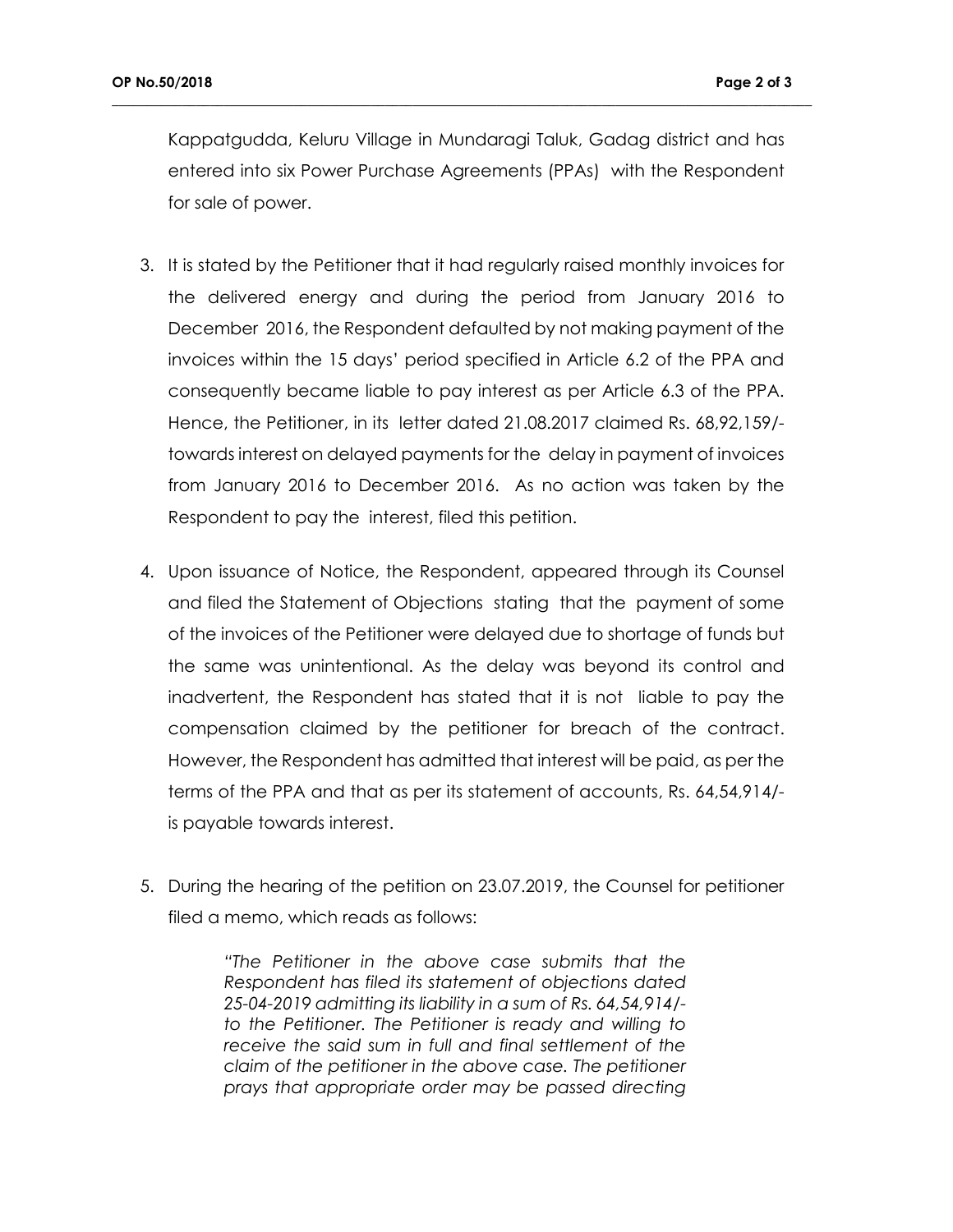Kappatgudda, Keluru Village in Mundaragi Taluk, Gadag district and has entered into six Power Purchase Agreements (PPAs) with the Respondent for sale of power.

3. It is stated by the Petitioner that it had regularly raised monthly invoices for the delivered energy and during the period from January 2016 to December 2016, the Respondent defaulted by not making payment of the invoices within the 15 days' period specified in Article 6.2 of the PPA and consequently became liable to pay interest as per Article 6.3 of the PPA. Hence, the Petitioner, in its letter dated 21.08.2017 claimed Rs. 68,92,159/- towards interest on delayed payments for the delay in payment of invoices from January 2016 to December 2016. As no action was taken by the Respondent to pay the interest, filed this petition.

4. Upon issuance of Notice, the Respondent, appeared through its Counsel and filed the Statement of Objections stating that the payment of some of the invoices of the Petitioner were delayed due to shortage of funds but the same was unintentional. As the delay was beyond its control and inadvertent, the Respondent has stated that it is not liable to pay the compensation claimed by the petitioner for breach of the contract. However, the Respondent has admitted that interest will be paid, as per the terms of the PPA and that as per its statement of accounts, Rs. 64,54,914/- is payable towards interest.

5. During the hearing of the petition on 23.07.2019, the Counsel for petitioner filed a memo, which reads as follows:

> *"The Petitioner in the above case submits that the Respondent has filed its statement of objections dated 25-04-2019 admitting its liability in a sum of Rs. 64,54,914/- to the Petitioner. The Petitioner is ready and willing to receive the said sum in full and final settlement of the claim of the petitioner in the above case. The petitioner prays that appropriate order may be passed directing*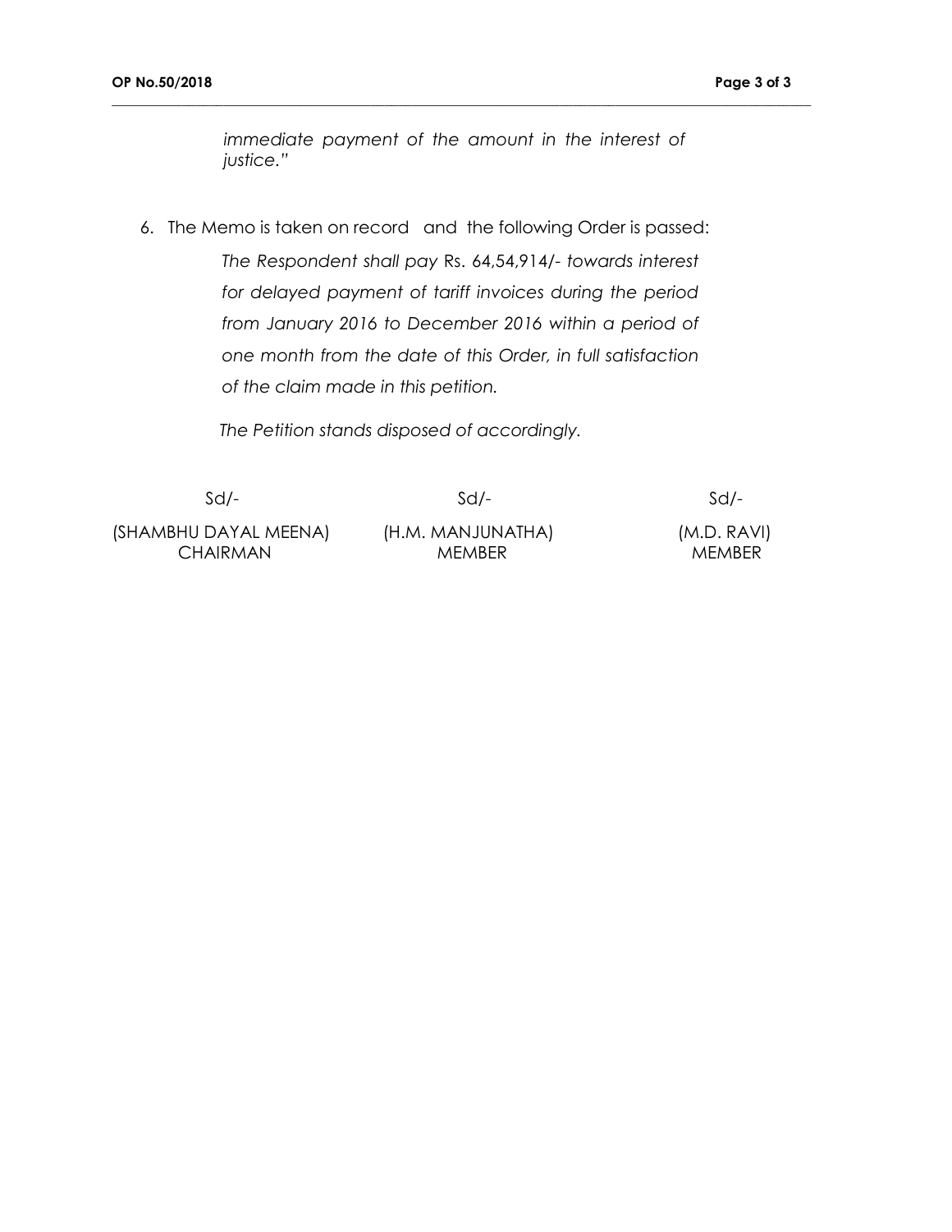*immediate payment of the amount in the interest of justice."*

6. The Memo is taken on record and the following Order is passed:

   *The Respondent shall pay* Rs. 64,54,914/- *towards interest for delayed payment of tariff invoices during the period from January 2016 to December 2016 within a period of one month from the date of this Order, in full satisfaction of the claim made in this petition.*

   *The Petition stands disposed of accordingly.*

| | | |
|---|---|---|
| Sd/- | Sd/- | Sd/- |
| (SHAMBHU DAYAL MEENA) CHAIRMAN | (H.M. MANJUNATHA) MEMBER | (M.D. RAVI) MEMBER |